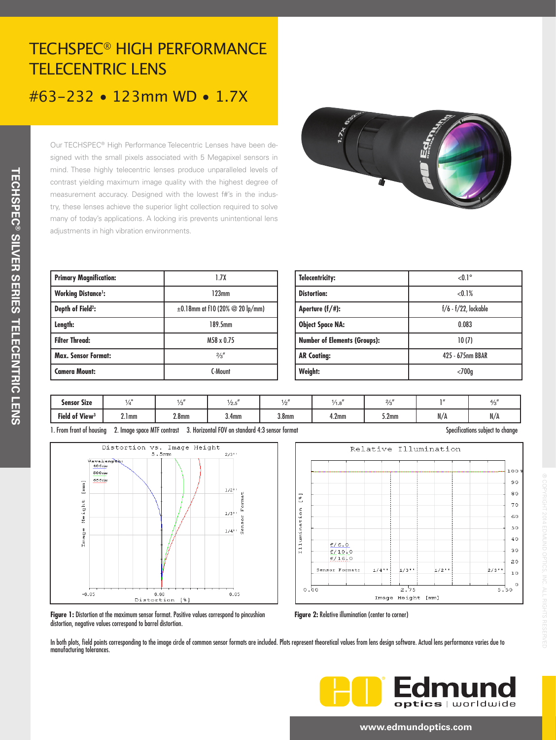# TECHSPEC® HIGH PERFORMANCE TELECENTRIC LENS

## #63-232 • 123mm WD • 1.7X

Our TECHSPEC® High Performance Telecentric Lenses have been designed with the small pixels associated with 5 Megapixel sensors in mind. These highly telecentric lenses produce unparalleled levels of contrast yielding maximum image quality with the highest degree of measurement accuracy. Designed with the lowest f#'s in the industry, these lenses achieve the superior light collection required to solve many of today's applications. A locking iris prevents unintentional lens adjustments in high vibration environments.

| | |
|---|---|
| **Primary Magnification:** | 1.7X |
| **Working Distance[1]:** | 123mm |
| **Depth of Field[2]:** | ±0.18mm at f10 (20% @ 20 lp/mm) |
| **Length:** | 189.5mm |
| **Filter Thread:** | M58 x 0.75 |
| **Max. Sensor Format:** | ⅔" |
| **Camera Mount:** | C-Mount |

| | |
|---|---|
| **Telecentricity:** | <0.1° |
| **Distortion:** | <0.1% |
| **Aperture (f/#):** | f/6 - f/22, lockable |
| **Object Space NA:** | 0.083 |
| **Number of Elements (Groups):** | 10 (7) |
| **AR Coating:** | 425 - 675nm BBAR |
| **Weight:** | <700g |

| Sensor Size | ¼" | ⅓" | 1/2.5" | ½" | 1/1.8" | ⅔" | 1" | 4/3" |
|---|---|---|---|---|---|---|---|---|
| Field of View[3] | 2.1mm | 2.8mm | 3.4mm | 3.8mm | 4.2mm | 5.2mm | N/A | N/A |

1. From front of housing 2. Image space MTF contrast 3. Horizontal FOV on standard 4:3 sensor format

Specifications subject to change

**Figure 1:** Distortion at the maximum sensor format. Positive values correspond to pincushion distortion, negative values correspond to barrel distortion.

**Figure 2:** Relative illumination (center to corner)

In both plots, field points corresponding to the image circle of common sensor formats are included. Plots represent theoretical values from lens design software. Actual lens performance varies due to manufacturing tolerances.

www.edmundoptics.com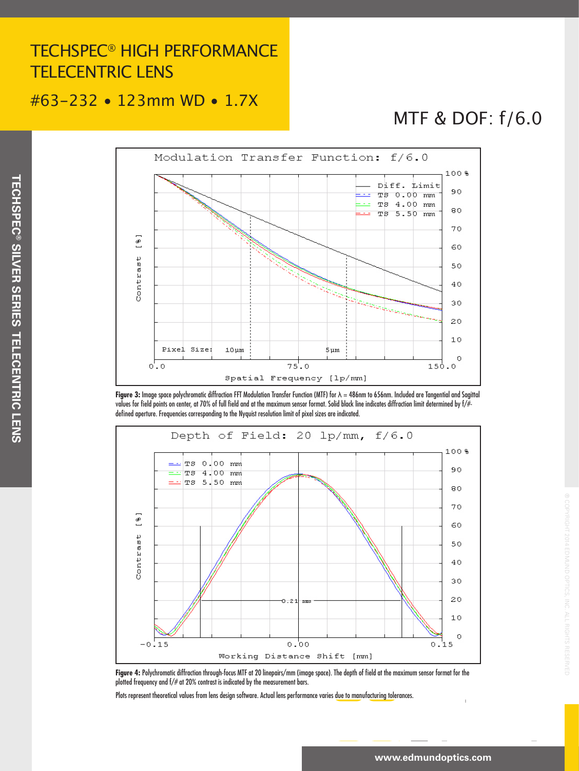# TECHSPEC® HIGH PERFORMANCE TELECENTRIC LENS

## #63-232 • 123mm WD • 1.7X

## MTF & DOF: f/6.0

**Figure 3:** Image space polychromatic diffraction FFT Modulation Transfer Function (MTF) for λ = 486nm to 656nm. Included are Tangential and Sagittal values for field points on center, at 70% of full field and at the maximum sensor format. Solid black line indicates diffraction limit determined by f/#-defined aperture. Frequencies corresponding to the Nyquist resolution limit of pixel sizes are indicated.

**Figure 4:** Polychromatic diffraction through-focus MTF at 20 linepairs/mm (image space). The depth of field at the maximum sensor format for the plotted frequency and f/# at 20% contrast is indicated by the measurement bars.

Plots represent theoretical values from lens design software. Actual lens performance varies due to manufacturing tolerances.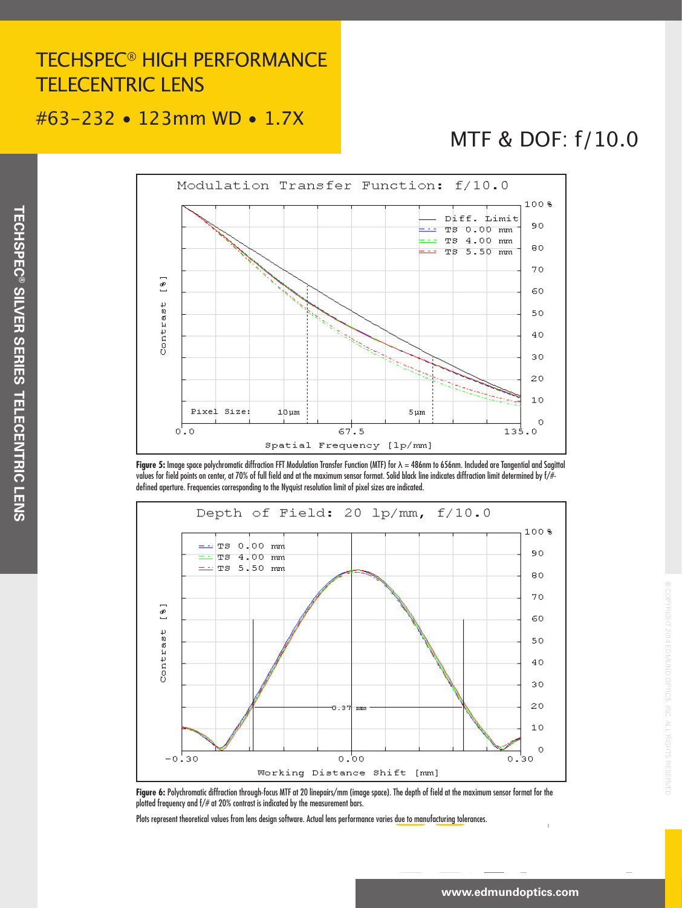# TECHSPEC® HIGH PERFORMANCE TELECENTRIC LENS

## #63-232 • 123mm WD • 1.7X

## MTF & DOF: f/10.0

Modulation Transfer Function: f/10.0

Contrast [%]

100%
90
80
70
60
50
40
30
20
10
0

Diff. Limit
TS 0.00 mm
TS 4.00 mm
TS 5.50 mm

Pixel Size: 10µm 5µm

0.0 67.5 135.0

Spatial Frequency [lp/mm]

**Figure 5:** Image space polychromatic diffraction FFT Modulation Transfer Function (MTF) for λ = 486nm to 656nm. Included are Tangential and Sagittal values for field points on center, at 70% of full field and at the maximum sensor format. Solid black line indicates diffraction limit determined by f/#-defined aperture. Frequencies corresponding to the Nyquist resolution limit of pixel sizes are indicated.

Depth of Field: 20 lp/mm, f/10.0

Contrast [%]

100%
90
80
70
60
50
40
30
20
10
0

TS 0.00 mm
TS 4.00 mm
TS 5.50 mm

0.37 mm

-0.30 0.00 0.30

Working Distance Shift [mm]

**Figure 6:** Polychromatic diffraction through-focus MTF at 20 linepairs/mm (image space). The depth of field at the maximum sensor format for the plotted frequency and f/# at 20% contrast is indicated by the measurement bars.

Plots represent theoretical values from lens design software. Actual lens performance varies due to manufacturing tolerances.